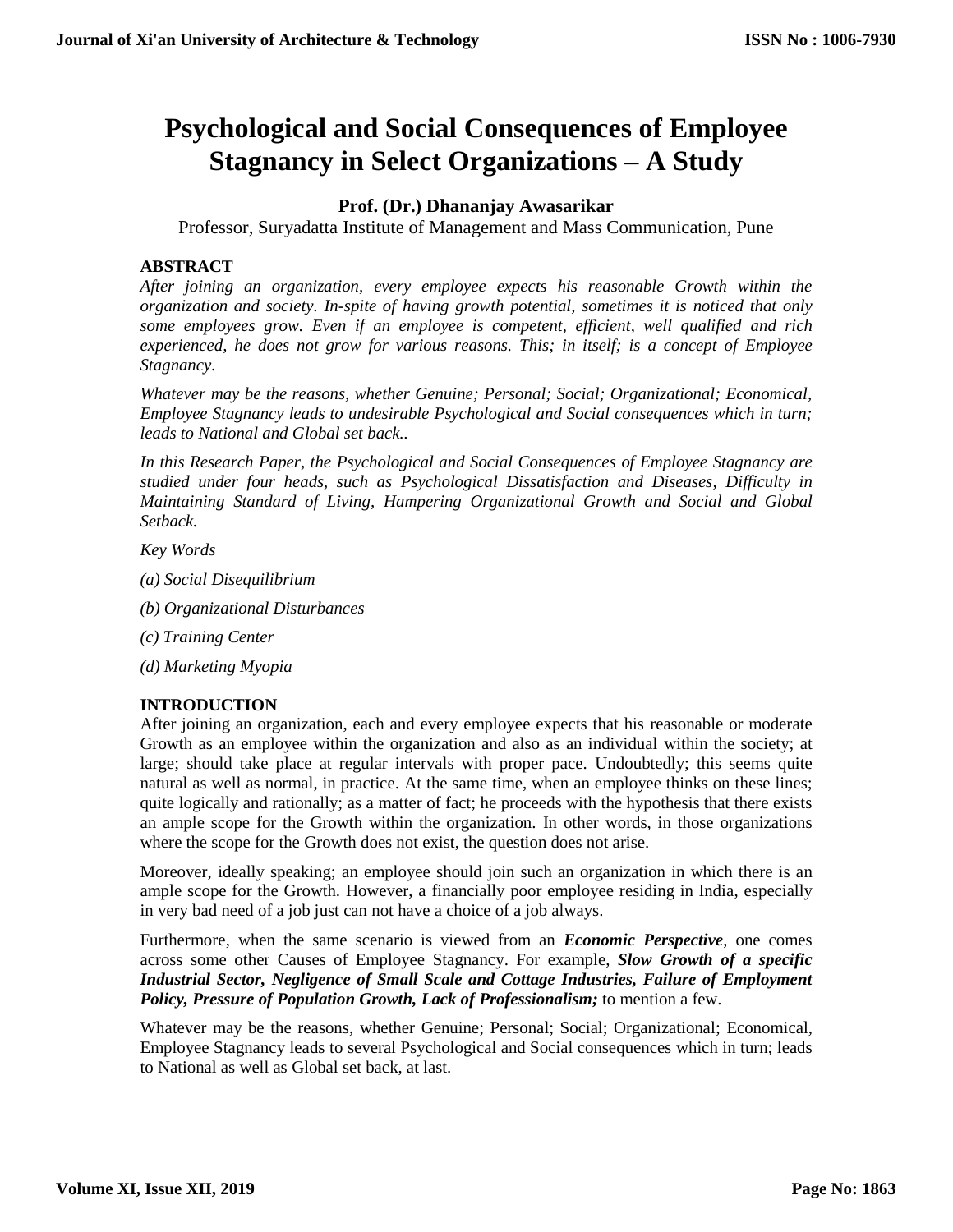# Psychological and Social Consequences of Employee Stagnancy in Select Organizations – A Study

**Prof. (Dr.) Dhananjay Awasarikar**

Professor, Suryadatta Institute of Management and Mass Communication, Pune

## ABSTRACT

*After joining an organization, every employee expects his reasonable Growth within the organization and society. In-spite of having growth potential, sometimes it is noticed that only some employees grow. Even if an employee is competent, efficient, well qualified and rich experienced, he does not grow for various reasons. This; in itself; is a concept of Employee Stagnancy.*

*Whatever may be the reasons, whether Genuine; Personal; Social; Organizational; Economical, Employee Stagnancy leads to undesirable Psychological and Social consequences which in turn; leads to National and Global set back..*

*In this Research Paper, the Psychological and Social Consequences of Employee Stagnancy are studied under four heads, such as Psychological Dissatisfaction and Diseases, Difficulty in Maintaining Standard of Living, Hampering Organizational Growth and Social and Global Setback.*

*Key Words*

*(a) Social Disequilibrium*

*(b) Organizational Disturbances*

*(c) Training Center*

*(d) Marketing Myopia*

## INTRODUCTION

After joining an organization, each and every employee expects that his reasonable or moderate Growth as an employee within the organization and also as an individual within the society; at large; should take place at regular intervals with proper pace. Undoubtedly; this seems quite natural as well as normal, in practice. At the same time, when an employee thinks on these lines; quite logically and rationally; as a matter of fact; he proceeds with the hypothesis that there exists an ample scope for the Growth within the organization. In other words, in those organizations where the scope for the Growth does not exist, the question does not arise.

Moreover, ideally speaking; an employee should join such an organization in which there is an ample scope for the Growth. However, a financially poor employee residing in India, especially in very bad need of a job just can not have a choice of a job always.

Furthermore, when the same scenario is viewed from an ***Economic Perspective***, one comes across some other Causes of Employee Stagnancy. For example, ***Slow Growth of a specific Industrial Sector, Negligence of Small Scale and Cottage Industries, Failure of Employment Policy, Pressure of Population Growth, Lack of Professionalism;*** to mention a few.

Whatever may be the reasons, whether Genuine; Personal; Social; Organizational; Economical, Employee Stagnancy leads to several Psychological and Social consequences which in turn; leads to National as well as Global set back, at last.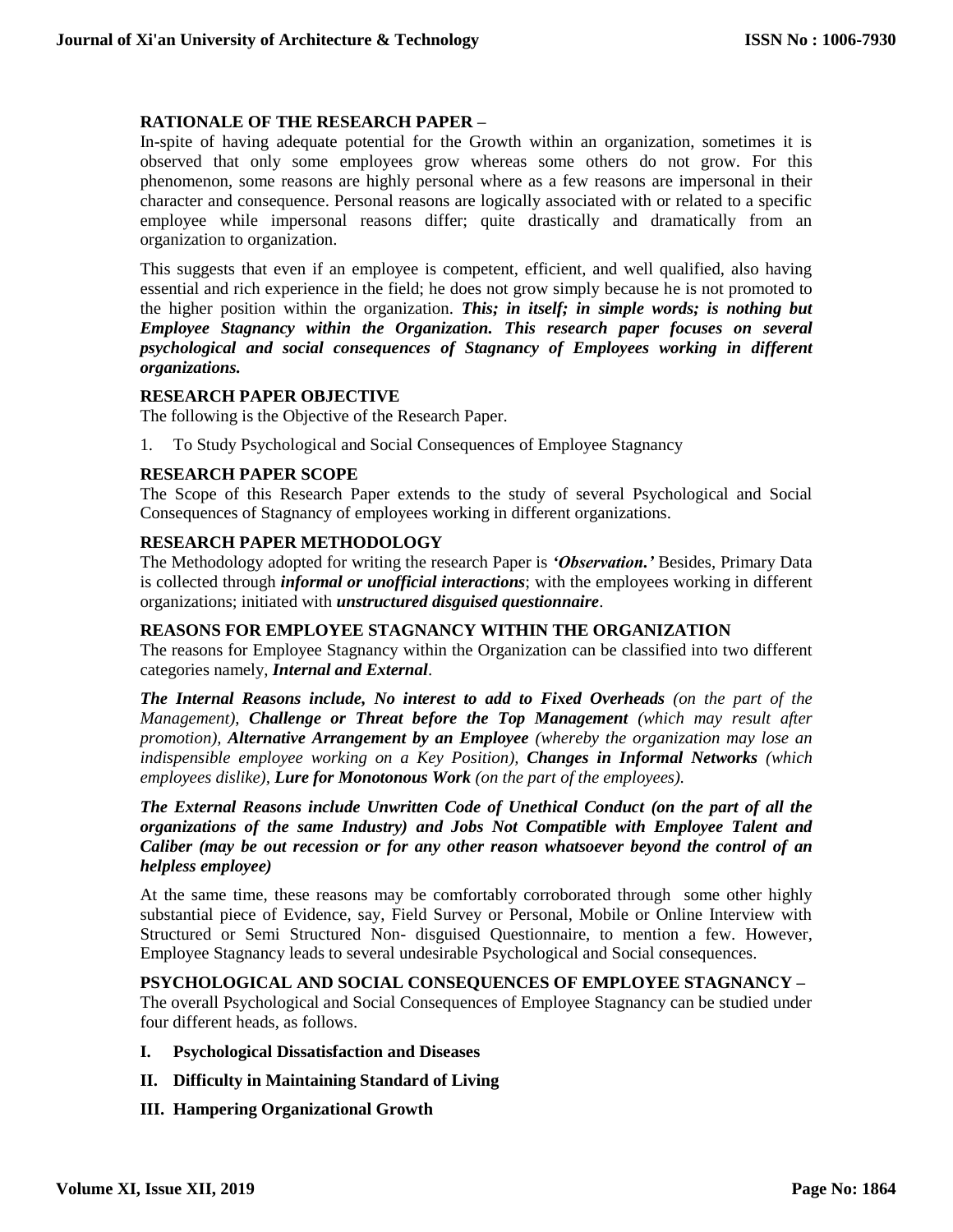**RATIONALE OF THE RESEARCH PAPER –**

In-spite of having adequate potential for the Growth within an organization, sometimes it is observed that only some employees grow whereas some others do not grow. For this phenomenon, some reasons are highly personal where as a few reasons are impersonal in their character and consequence. Personal reasons are logically associated with or related to a specific employee while impersonal reasons differ; quite drastically and dramatically from an organization to organization.

This suggests that even if an employee is competent, efficient, and well qualified, also having essential and rich experience in the field; he does not grow simply because he is not promoted to the higher position within the organization. ***This; in itself; in simple words; is nothing but Employee Stagnancy within the Organization. This research paper focuses on several psychological and social consequences of Stagnancy of Employees working in different organizations.***

**RESEARCH PAPER OBJECTIVE**

The following is the Objective of the Research Paper.

1. To Study Psychological and Social Consequences of Employee Stagnancy

**RESEARCH PAPER SCOPE**

The Scope of this Research Paper extends to the study of several Psychological and Social Consequences of Stagnancy of employees working in different organizations.

**RESEARCH PAPER METHODOLOGY**

The Methodology adopted for writing the research Paper is ***'Observation.'*** Besides, Primary Data is collected through ***informal or unofficial interactions***; with the employees working in different organizations; initiated with ***unstructured disguised questionnaire***.

**REASONS FOR EMPLOYEE STAGNANCY WITHIN THE ORGANIZATION**

The reasons for Employee Stagnancy within the Organization can be classified into two different categories namely, ***Internal and External***.

***The Internal Reasons include, No interest to add to Fixed Overheads*** *(on the part of the Management),* ***Challenge or Threat before the Top Management*** *(which may result after promotion),* ***Alternative Arrangement by an Employee*** *(whereby the organization may lose an indispensible employee working on a Key Position),* ***Changes in Informal Networks*** *(which employees dislike),* ***Lure for Monotonous Work*** *(on the part of the employees).*

***The External Reasons include Unwritten Code of Unethical Conduct (on the part of all the organizations of the same Industry) and Jobs Not Compatible with Employee Talent and Caliber (may be out recession or for any other reason whatsoever beyond the control of an helpless employee)***

At the same time, these reasons may be comfortably corroborated through some other highly substantial piece of Evidence, say, Field Survey or Personal, Mobile or Online Interview with Structured or Semi Structured Non- disguised Questionnaire, to mention a few. However, Employee Stagnancy leads to several undesirable Psychological and Social consequences.

**PSYCHOLOGICAL AND SOCIAL CONSEQUENCES OF EMPLOYEE STAGNANCY –**

The overall Psychological and Social Consequences of Employee Stagnancy can be studied under four different heads, as follows.

I. **Psychological Dissatisfaction and Diseases**

II. **Difficulty in Maintaining Standard of Living**

III. **Hampering Organizational Growth**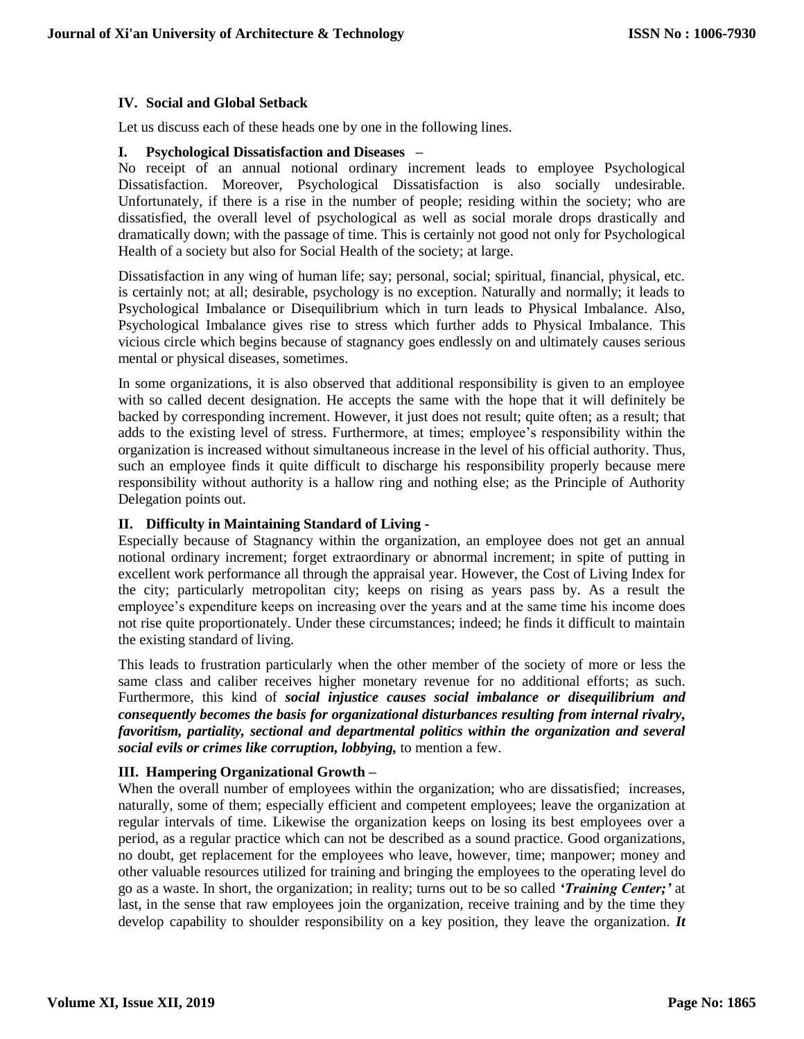**IV. Social and Global Setback**

Let us discuss each of these heads one by one in the following lines.

**I. Psychological Dissatisfaction and Diseases –**

No receipt of an annual notional ordinary increment leads to employee Psychological Dissatisfaction. Moreover, Psychological Dissatisfaction is also socially undesirable. Unfortunately, if there is a rise in the number of people; residing within the society; who are dissatisfied, the overall level of psychological as well as social morale drops drastically and dramatically down; with the passage of time. This is certainly not good not only for Psychological Health of a society but also for Social Health of the society; at large.

Dissatisfaction in any wing of human life; say; personal, social; spiritual, financial, physical, etc. is certainly not; at all; desirable, psychology is no exception. Naturally and normally; it leads to Psychological Imbalance or Disequilibrium which in turn leads to Physical Imbalance. Also, Psychological Imbalance gives rise to stress which further adds to Physical Imbalance. This vicious circle which begins because of stagnancy goes endlessly on and ultimately causes serious mental or physical diseases, sometimes.

In some organizations, it is also observed that additional responsibility is given to an employee with so called decent designation. He accepts the same with the hope that it will definitely be backed by corresponding increment. However, it just does not result; quite often; as a result; that adds to the existing level of stress. Furthermore, at times; employee's responsibility within the organization is increased without simultaneous increase in the level of his official authority. Thus, such an employee finds it quite difficult to discharge his responsibility properly because mere responsibility without authority is a hallow ring and nothing else; as the Principle of Authority Delegation points out.

**II. Difficulty in Maintaining Standard of Living -**

Especially because of Stagnancy within the organization, an employee does not get an annual notional ordinary increment; forget extraordinary or abnormal increment; in spite of putting in excellent work performance all through the appraisal year. However, the Cost of Living Index for the city; particularly metropolitan city; keeps on rising as years pass by. As a result the employee's expenditure keeps on increasing over the years and at the same time his income does not rise quite proportionately. Under these circumstances; indeed; he finds it difficult to maintain the existing standard of living.

This leads to frustration particularly when the other member of the society of more or less the same class and caliber receives higher monetary revenue for no additional efforts; as such. Furthermore, this kind of ***social injustice causes social imbalance or disequilibrium and consequently becomes the basis for organizational disturbances resulting from internal rivalry, favoritism, partiality, sectional and departmental politics within the organization and several social evils or crimes like corruption, lobbying,*** to mention a few.

**III. Hampering Organizational Growth –**

When the overall number of employees within the organization; who are dissatisfied; increases, naturally, some of them; especially efficient and competent employees; leave the organization at regular intervals of time. Likewise the organization keeps on losing its best employees over a period, as a regular practice which can not be described as a sound practice. Good organizations, no doubt, get replacement for the employees who leave, however, time; manpower; money and other valuable resources utilized for training and bringing the employees to the operating level do go as a waste. In short, the organization; in reality; turns out to be so called ***'Training Center;'*** at last, in the sense that raw employees join the organization, receive training and by the time they develop capability to shoulder responsibility on a key position, they leave the organization. ***It***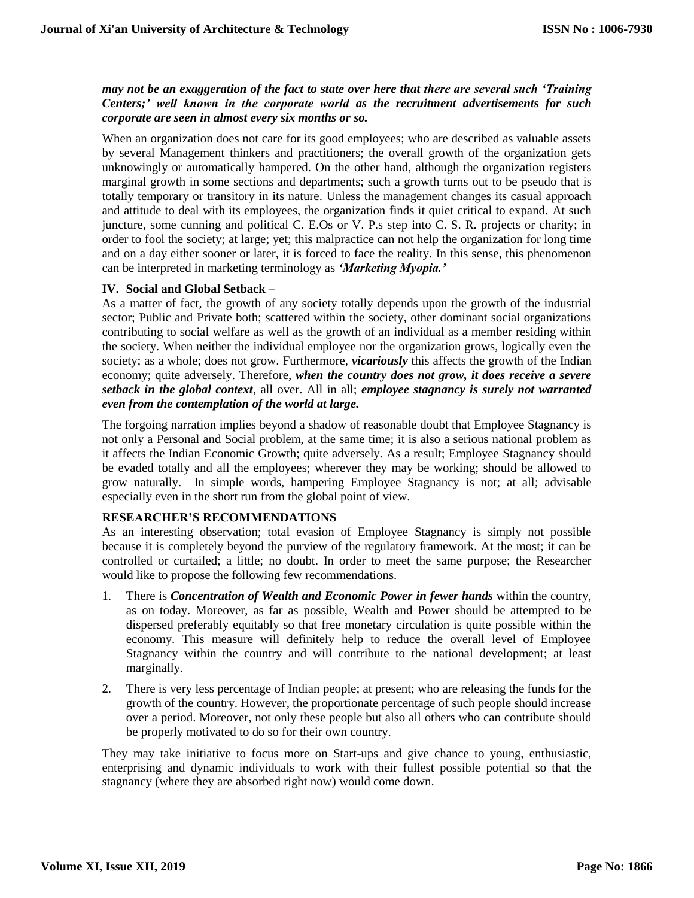***may not be an exaggeration of the fact to state over here that there are several such 'Training Centers;' well known in the corporate world as the recruitment advertisements for such corporate are seen in almost every six months or so.***

When an organization does not care for its good employees; who are described as valuable assets by several Management thinkers and practitioners; the overall growth of the organization gets unknowingly or automatically hampered. On the other hand, although the organization registers marginal growth in some sections and departments; such a growth turns out to be pseudo that is totally temporary or transitory in its nature. Unless the management changes its casual approach and attitude to deal with its employees, the organization finds it quiet critical to expand. At such juncture, some cunning and political C. E.Os or V. P.s step into C. S. R. projects or charity; in order to fool the society; at large; yet; this malpractice can not help the organization for long time and on a day either sooner or later, it is forced to face the reality. In this sense, this phenomenon can be interpreted in marketing terminology as ***'Marketing Myopia.'***

**IV. Social and Global Setback –**

As a matter of fact, the growth of any society totally depends upon the growth of the industrial sector; Public and Private both; scattered within the society, other dominant social organizations contributing to social welfare as well as the growth of an individual as a member residing within the society. When neither the individual employee nor the organization grows, logically even the society; as a whole; does not grow. Furthermore, ***vicariously*** this affects the growth of the Indian economy; quite adversely. Therefore, ***when the country does not grow, it does receive a severe setback in the global context***, all over. All in all; ***employee stagnancy is surely not warranted even from the contemplation of the world at large.***

The forgoing narration implies beyond a shadow of reasonable doubt that Employee Stagnancy is not only a Personal and Social problem, at the same time; it is also a serious national problem as it affects the Indian Economic Growth; quite adversely. As a result; Employee Stagnancy should be evaded totally and all the employees; wherever they may be working; should be allowed to grow naturally. In simple words, hampering Employee Stagnancy is not; at all; advisable especially even in the short run from the global point of view.

**RESEARCHER'S RECOMMENDATIONS**

As an interesting observation; total evasion of Employee Stagnancy is simply not possible because it is completely beyond the purview of the regulatory framework. At the most; it can be controlled or curtailed; a little; no doubt. In order to meet the same purpose; the Researcher would like to propose the following few recommendations.

1. There is ***Concentration of Wealth and Economic Power in fewer hands*** within the country, as on today. Moreover, as far as possible, Wealth and Power should be attempted to be dispersed preferably equitably so that free monetary circulation is quite possible within the economy. This measure will definitely help to reduce the overall level of Employee Stagnancy within the country and will contribute to the national development; at least marginally.
2. There is very less percentage of Indian people; at present; who are releasing the funds for the growth of the country. However, the proportionate percentage of such people should increase over a period. Moreover, not only these people but also all others who can contribute should be properly motivated to do so for their own country.

They may take initiative to focus more on Start-ups and give chance to young, enthusiastic, enterprising and dynamic individuals to work with their fullest possible potential so that the stagnancy (where they are absorbed right now) would come down.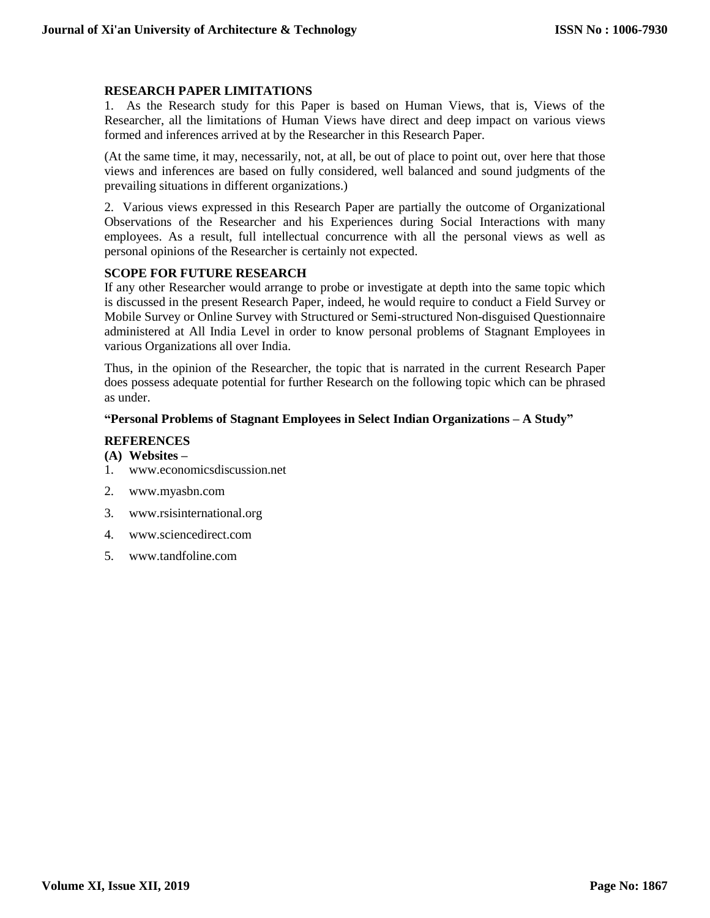## RESEARCH PAPER LIMITATIONS

1. As the Research study for this Paper is based on Human Views, that is, Views of the Researcher, all the limitations of Human Views have direct and deep impact on various views formed and inferences arrived at by the Researcher in this Research Paper.

(At the same time, it may, necessarily, not, at all, be out of place to point out, over here that those views and inferences are based on fully considered, well balanced and sound judgments of the prevailing situations in different organizations.)

2. Various views expressed in this Research Paper are partially the outcome of Organizational Observations of the Researcher and his Experiences during Social Interactions with many employees. As a result, full intellectual concurrence with all the personal views as well as personal opinions of the Researcher is certainly not expected.

## SCOPE FOR FUTURE RESEARCH

If any other Researcher would arrange to probe or investigate at depth into the same topic which is discussed in the present Research Paper, indeed, he would require to conduct a Field Survey or Mobile Survey or Online Survey with Structured or Semi-structured Non-disguised Questionnaire administered at All India Level in order to know personal problems of Stagnant Employees in various Organizations all over India.

Thus, in the opinion of the Researcher, the topic that is narrated in the current Research Paper does possess adequate potential for further Research on the following topic which can be phrased as under.

**"Personal Problems of Stagnant Employees in Select Indian Organizations – A Study"**

## REFERENCES

**(A) Websites –**

1. www.economicsdiscussion.net
2. www.myasbn.com
3. www.rsisinternational.org
4. www.sciencedirect.com
5. www.tandfoline.com